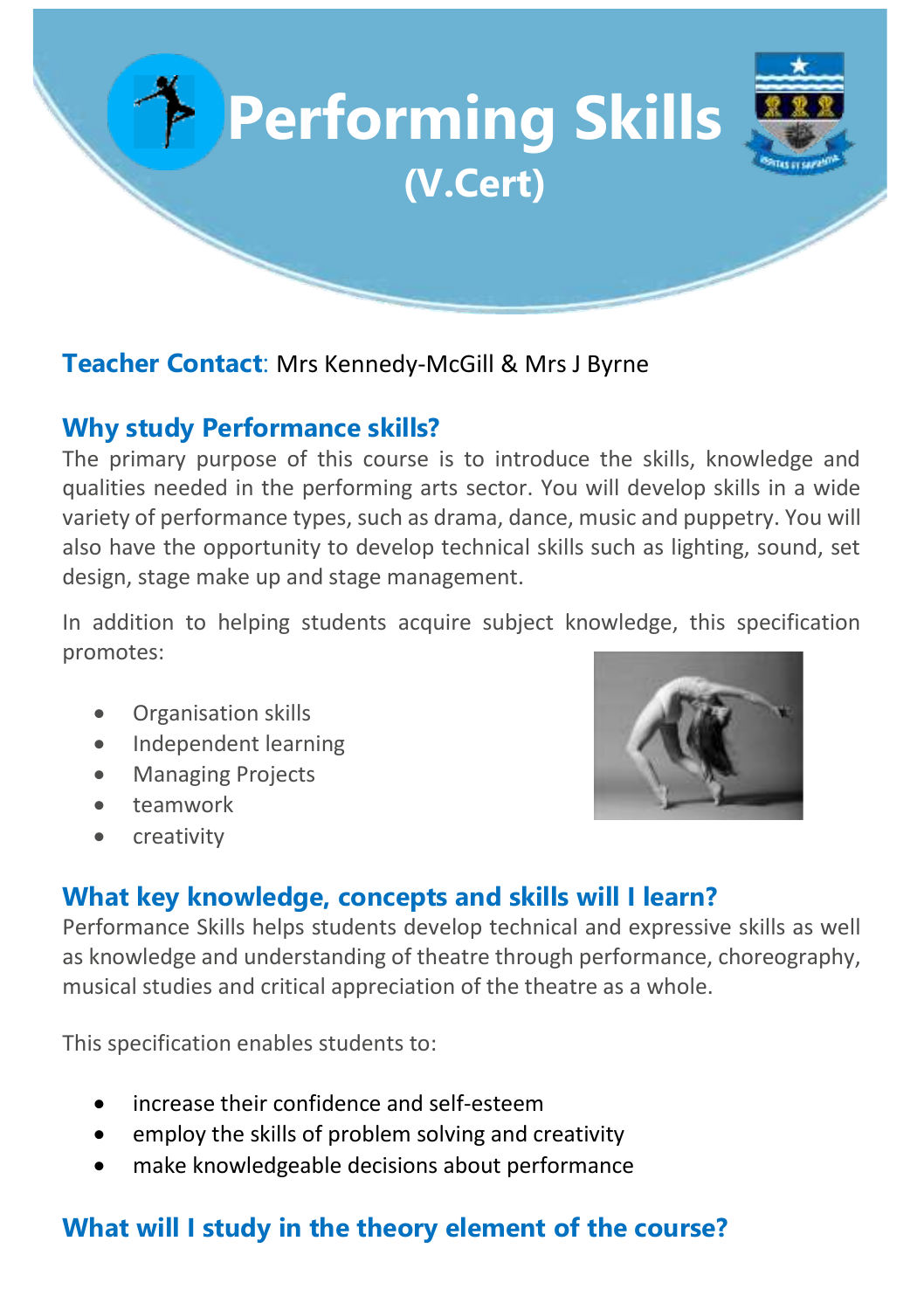# Performing Skills
## (V.Cert)

**Teacher Contact**: Mrs Kennedy-McGill & Mrs J Byrne

## Why study Performance skills?

The primary purpose of this course is to introduce the skills, knowledge and qualities needed in the performing arts sector. You will develop skills in a wide variety of performance types, such as drama, dance, music and puppetry. You will also have the opportunity to develop technical skills such as lighting, sound, set design, stage make up and stage management.

In addition to helping students acquire subject knowledge, this specification promotes:

- Organisation skills
- Independent learning
- Managing Projects
- teamwork
- creativity

## What key knowledge, concepts and skills will I learn?

Performance Skills helps students develop technical and expressive skills as well as knowledge and understanding of theatre through performance, choreography, musical studies and critical appreciation of the theatre as a whole.

This specification enables students to:

- increase their confidence and self-esteem
- employ the skills of problem solving and creativity
- make knowledgeable decisions about performance

## What will I study in the theory element of the course?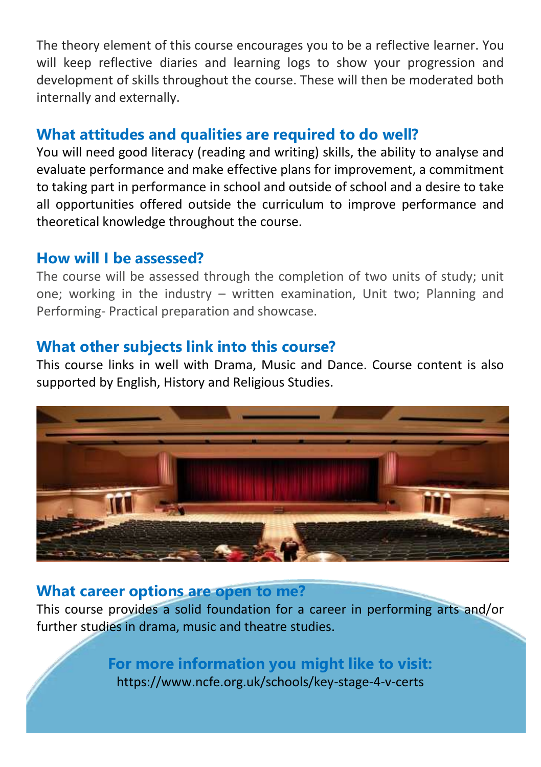The theory element of this course encourages you to be a reflective learner. You will keep reflective diaries and learning logs to show your progression and development of skills throughout the course. These will then be moderated both internally and externally.

## What attitudes and qualities are required to do well?

You will need good literacy (reading and writing) skills, the ability to analyse and evaluate performance and make effective plans for improvement, a commitment to taking part in performance in school and outside of school and a desire to take all opportunities offered outside the curriculum to improve performance and theoretical knowledge throughout the course.

## How will I be assessed?

The course will be assessed through the completion of two units of study; unit one; working in the industry – written examination, Unit two; Planning and Performing- Practical preparation and showcase.

## What other subjects link into this course?

This course links in well with Drama, Music and Dance. Course content is also supported by English, History and Religious Studies.

## What career options are open to me?

This course provides a solid foundation for a career in performing arts and/or further studies in drama, music and theatre studies.

**For more information you might like to visit:**

https://www.ncfe.org.uk/schools/key-stage-4-v-certs